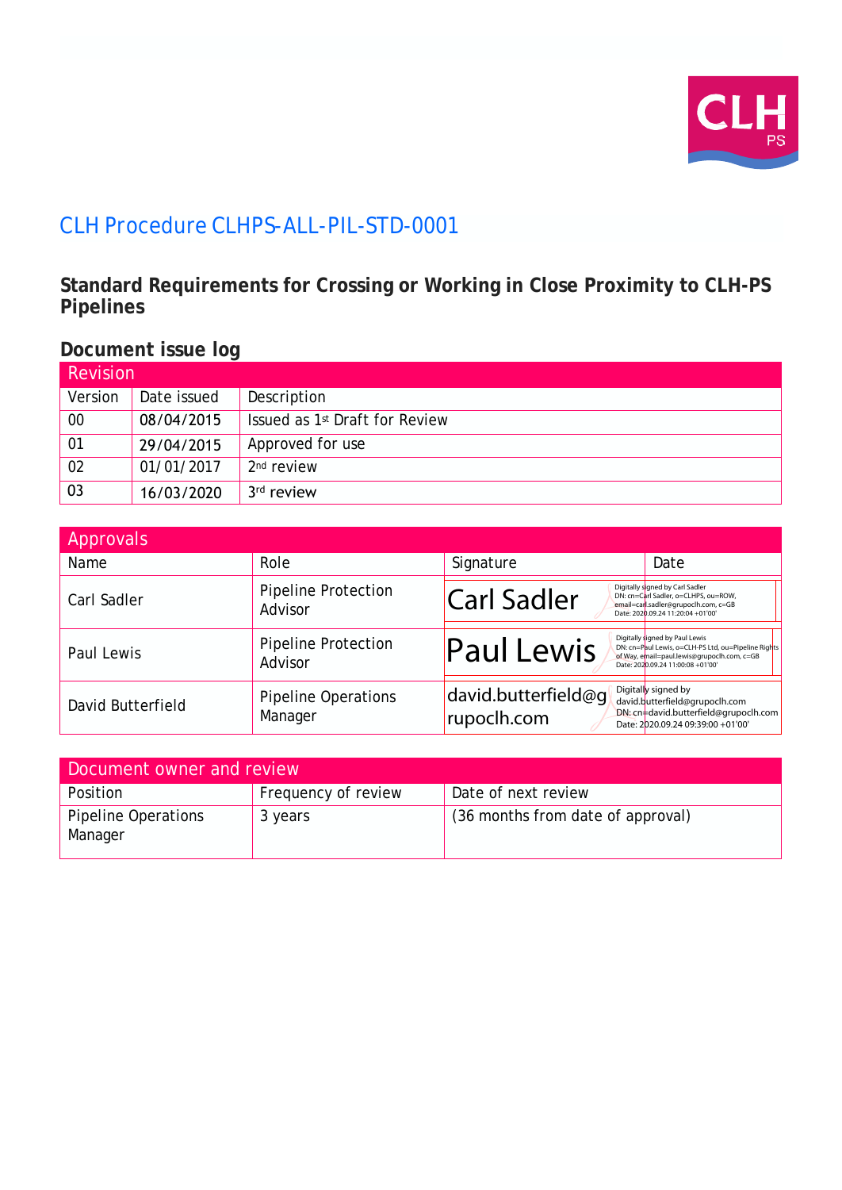# CLH Procedure CLHPS-ALL-PIL-STD-0001

## Standard Requirements for Crossing or Working in Close Proximity to CLH-PS Pipelines

### Document issue log

| Revision | | |
|---|---|---|
| Version | Date issued | Description |
| 00 | 08/04/2015 | Issued as 1st Draft for Review |
| 01 | 29/04/2015 | Approved for use |
| 02 | 01/01/2017 | 2nd review |
| 03 | 16/03/2020 | 3rd review |

| Approvals | | | |
|---|---|---|---|
| Name | Role | Signature | Date |
| Carl Sadler | Pipeline Protection Advisor | Carl Sadler — Digitally signed by Carl Sadler DN: cn=Carl Sadler, o=CLHPS, ou=ROW, email=carl.sadler@grupoclh.com, c=GB Date: 2020.09.24 11:20:04 +01'00' | |
| Paul Lewis | Pipeline Protection Advisor | Paul Lewis — Digitally signed by Paul Lewis DN: cn=Paul Lewis, o=CLH-PS Ltd, ou=Pipeline Rights of Way, email=paul.lewis@grupoclh.com, c=GB Date: 2020.09.24 11:00:08 +01'00' | |
| David Butterfield | Pipeline Operations Manager | david.butterfield@grupoclh.com — Digitally signed by david.butterfield@grupoclh.com DN: cn=david.butterfield@grupoclh.com Date: 2020.09.24 09:39:00 +01'00' | |

| Document owner and review | | |
|---|---|---|
| Position | Frequency of review | Date of next review |
| Pipeline Operations Manager | 3 years | (36 months from date of approval) |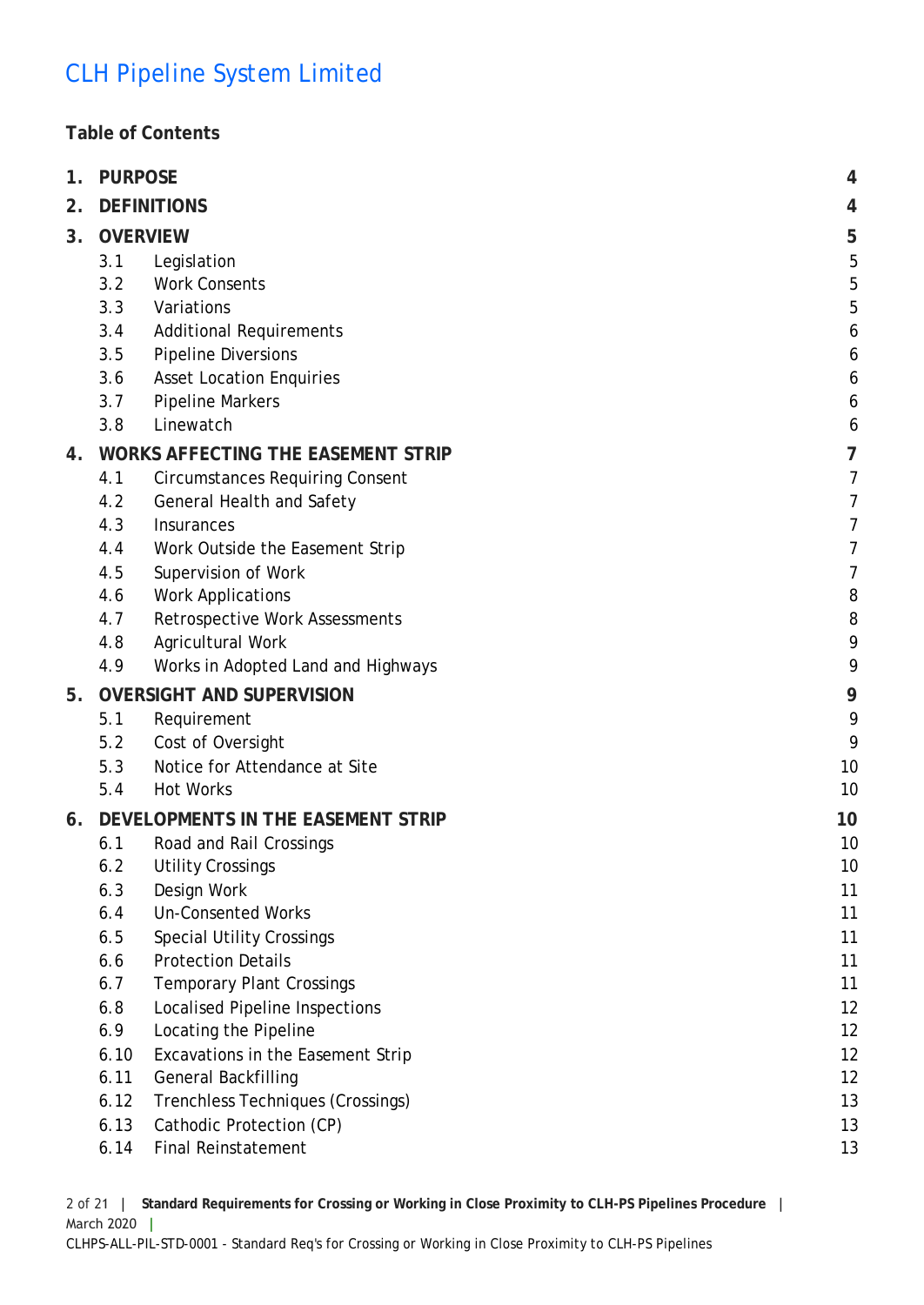CLH Pipeline System Limited

**Table of Contents**

| | | |
|---|---|---|
| **1.** | **PURPOSE** | **4** |
| **2.** | **DEFINITIONS** | **4** |
| **3.** | **OVERVIEW** | **5** |
| 3.1 | Legislation | 5 |
| 3.2 | Work Consents | 5 |
| 3.3 | Variations | 5 |
| 3.4 | Additional Requirements | 6 |
| 3.5 | Pipeline Diversions | 6 |
| 3.6 | Asset Location Enquiries | 6 |
| 3.7 | Pipeline Markers | 6 |
| 3.8 | Linewatch | 6 |
| **4.** | **WORKS AFFECTING THE EASEMENT STRIP** | **7** |
| 4.1 | Circumstances Requiring Consent | 7 |
| 4.2 | General Health and Safety | 7 |
| 4.3 | Insurances | 7 |
| 4.4 | Work Outside the Easement Strip | 7 |
| 4.5 | Supervision of Work | 7 |
| 4.6 | Work Applications | 8 |
| 4.7 | Retrospective Work Assessments | 8 |
| 4.8 | Agricultural Work | 9 |
| 4.9 | Works in Adopted Land and Highways | 9 |
| **5.** | **OVERSIGHT AND SUPERVISION** | **9** |
| 5.1 | Requirement | 9 |
| 5.2 | Cost of Oversight | 9 |
| 5.3 | Notice for Attendance at Site | 10 |
| 5.4 | Hot Works | 10 |
| **6.** | **DEVELOPMENTS IN THE EASEMENT STRIP** | **10** |
| 6.1 | Road and Rail Crossings | 10 |
| 6.2 | Utility Crossings | 10 |
| 6.3 | Design Work | 11 |
| 6.4 | Un-Consented Works | 11 |
| 6.5 | Special Utility Crossings | 11 |
| 6.6 | Protection Details | 11 |
| 6.7 | Temporary Plant Crossings | 11 |
| 6.8 | Localised Pipeline Inspections | 12 |
| 6.9 | Locating the Pipeline | 12 |
| 6.10 | Excavations in the Easement Strip | 12 |
| 6.11 | General Backfilling | 12 |
| 6.12 | Trenchless Techniques (Crossings) | 13 |
| 6.13 | Cathodic Protection (CP) | 13 |
| 6.14 | Final Reinstatement | 13 |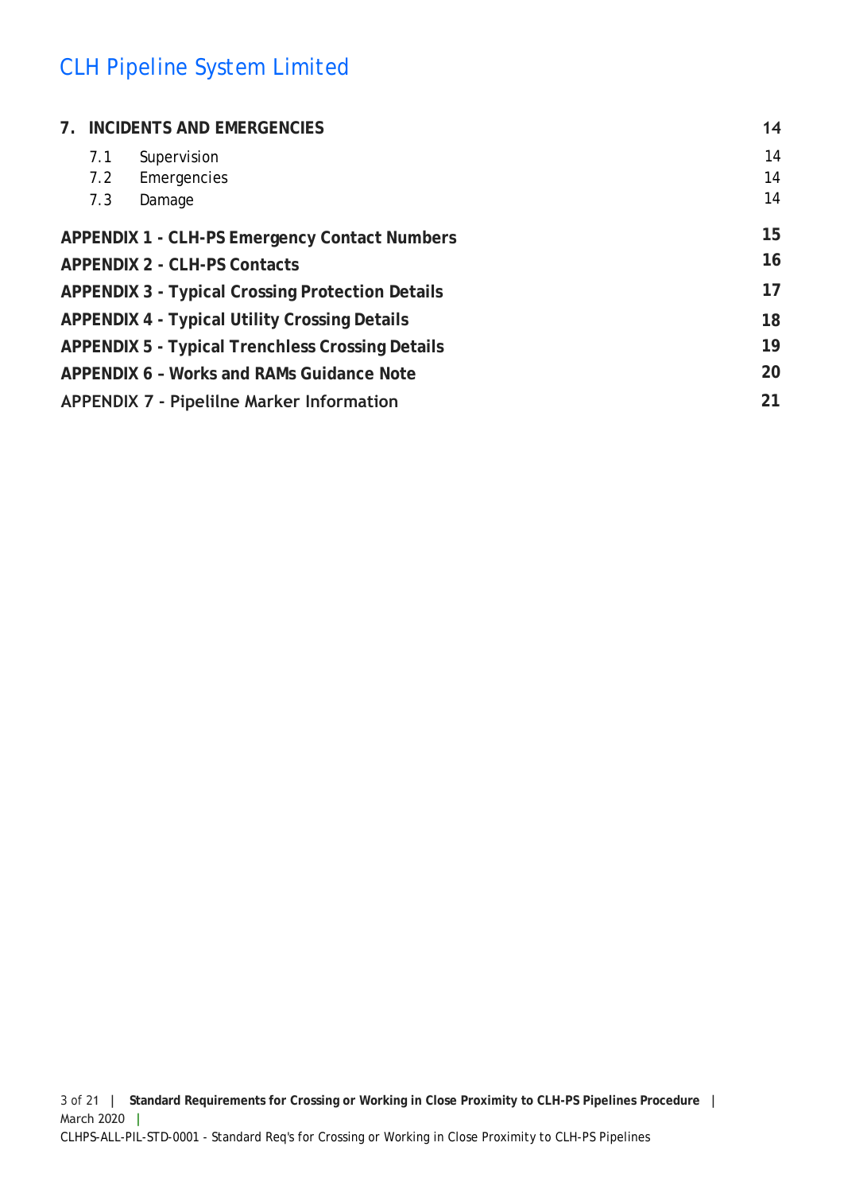CLH Pipeline System Limited

| | | |
|---|---|---|
| **7.** | **INCIDENTS AND EMERGENCIES** | **14** |
| 7.1 | Supervision | 14 |
| 7.2 | Emergencies | 14 |
| 7.3 | Damage | 14 |
| **APPENDIX 1 - CLH-PS Emergency Contact Numbers** | | **15** |
| **APPENDIX 2 - CLH-PS Contacts** | | **16** |
| **APPENDIX 3 - Typical Crossing Protection Details** | | **17** |
| **APPENDIX 4 - Typical Utility Crossing Details** | | **18** |
| **APPENDIX 5 - Typical Trenchless Crossing Details** | | **19** |
| **APPENDIX 6 – Works and RAMs Guidance Note** | | **20** |
| **APPENDIX 7 - Pipelilne Marker Information** | | **21** |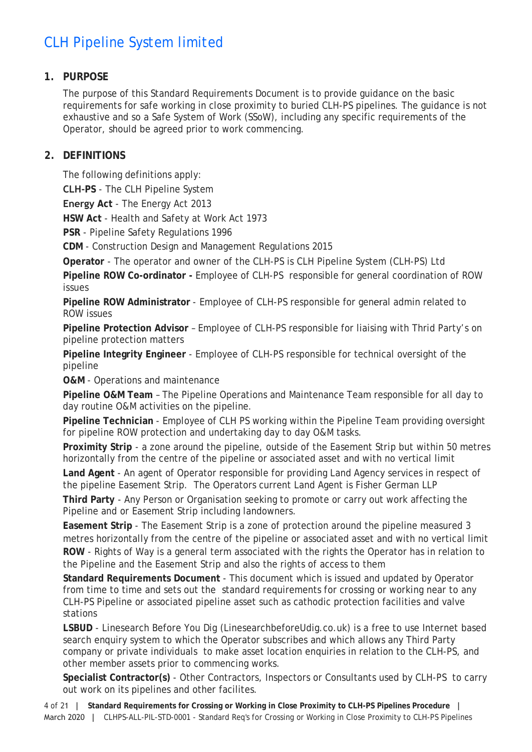## CLH Pipeline System limited

### 1. PURPOSE

The purpose of this Standard Requirements Document is to provide guidance on the basic requirements for safe working in close proximity to buried CLH-PS pipelines. The guidance is not exhaustive and so a Safe System of Work (SSoW), including any specific requirements of the Operator, should be agreed prior to work commencing.

### 2. DEFINITIONS

The following definitions apply:

**CLH-PS** - The CLH Pipeline System

**Energy Act** - The Energy Act 2013

**HSW Act** - Health and Safety at Work Act 1973

**PSR** - Pipeline Safety Regulations 1996

**CDM** - Construction Design and Management Regulations 2015

**Operator** - The operator and owner of the CLH-PS is CLH Pipeline System (CLH-PS) Ltd

**Pipeline ROW Co-ordinator -** Employee of CLH-PS responsible for general coordination of ROW issues

**Pipeline ROW Administrator** - Employee of CLH-PS responsible for general admin related to ROW issues

**Pipeline Protection Advisor** – Employee of CLH-PS responsible for liaising with Thrid Party's on pipeline protection matters

**Pipeline Integrity Engineer** - Employee of CLH-PS responsible for technical oversight of the pipeline

**O&M** - Operations and maintenance

**Pipeline O&M Team** – The Pipeline Operations and Maintenance Team responsible for all day to day routine O&M activities on the pipeline.

**Pipeline Technician** - Employee of CLH PS working within the Pipeline Team providing oversight for pipeline ROW protection and undertaking day to day O&M tasks.

**Proximity Strip** - a zone around the pipeline, outside of the Easement Strip but within 50 metres horizontally from the centre of the pipeline or associated asset and with no vertical limit

**Land Agent** - An agent of Operator responsible for providing Land Agency services in respect of the pipeline Easement Strip. The Operators current Land Agent is Fisher German LLP

**Third Party** - Any Person or Organisation seeking to promote or carry out work affecting the Pipeline and or Easement Strip including landowners.

**Easement Strip** - The Easement Strip is a zone of protection around the pipeline measured 3 metres horizontally from the centre of the pipeline or associated asset and with no vertical limit

**ROW** - Rights of Way is a general term associated with the rights the Operator has in relation to the Pipeline and the Easement Strip and also the rights of access to them

**Standard Requirements Document** - This document which is issued and updated by Operator from time to time and sets out the standard requirements for crossing or working near to any CLH-PS Pipeline or associated pipeline asset such as cathodic protection facilities and valve stations

**LSBUD** - Linesearch Before You Dig (LinesearchbeforeUdig.co.uk) is a free to use Internet based search enquiry system to which the Operator subscribes and which allows any Third Party company or private individuals to make asset location enquiries in relation to the CLH-PS, and other member assets prior to commencing works.

**Specialist Contractor(s)** - Other Contractors, Inspectors or Consultants used by CLH-PS to carry out work on its pipelines and other facilites.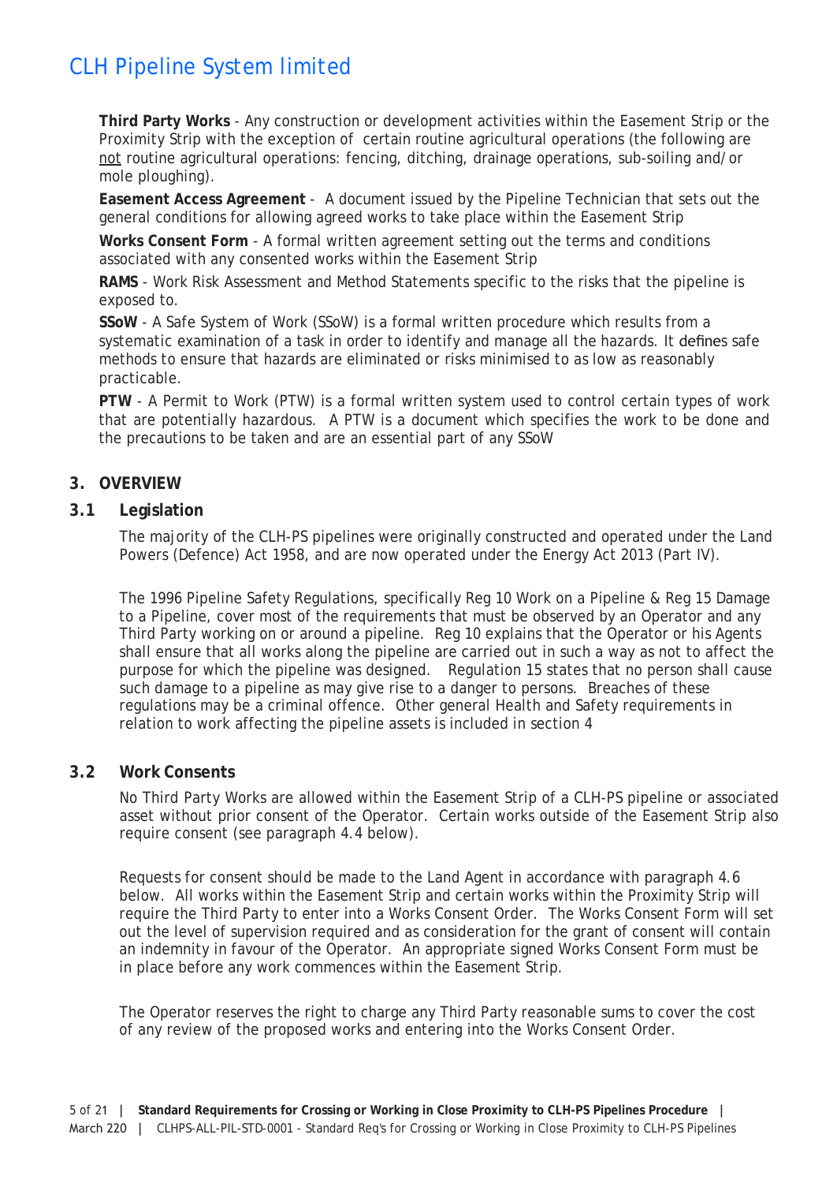**Third Party Works** - Any construction or development activities within the Easement Strip or the Proximity Strip with the exception of certain routine agricultural operations (the following are not routine agricultural operations: fencing, ditching, drainage operations, sub-soiling and/or mole ploughing).

**Easement Access Agreement** - A document issued by the Pipeline Technician that sets out the general conditions for allowing agreed works to take place within the Easement Strip

**Works Consent Form** - A formal written agreement setting out the terms and conditions associated with any consented works within the Easement Strip

**RAMS** - Work Risk Assessment and Method Statements specific to the risks that the pipeline is exposed to.

**SSoW** - A Safe System of Work (SSoW) is a formal written procedure which results from a systematic examination of a task in order to identify and manage all the hazards. It defines safe methods to ensure that hazards are eliminated or risks minimised to as low as reasonably practicable.

**PTW** - A Permit to Work (PTW) is a formal written system used to control certain types of work that are potentially hazardous. A PTW is a document which specifies the work to be done and the precautions to be taken and are an essential part of any SSoW

## 3. OVERVIEW

### 3.1 Legislation

The majority of the CLH-PS pipelines were originally constructed and operated under the Land Powers (Defence) Act 1958, and are now operated under the Energy Act 2013 (Part IV).

The 1996 Pipeline Safety Regulations, specifically Reg 10 Work on a Pipeline & Reg 15 Damage to a Pipeline, cover most of the requirements that must be observed by an Operator and any Third Party working on or around a pipeline. Reg 10 explains that the Operator or his Agents shall ensure that all works along the pipeline are carried out in such a way as not to affect the purpose for which the pipeline was designed. Regulation 15 states that no person shall cause such damage to a pipeline as may give rise to a danger to persons. Breaches of these regulations may be a criminal offence. Other general Health and Safety requirements in relation to work affecting the pipeline assets is included in section 4

### 3.2 Work Consents

No Third Party Works are allowed within the Easement Strip of a CLH-PS pipeline or associated asset without prior consent of the Operator. Certain works outside of the Easement Strip also require consent (see paragraph 4.4 below).

Requests for consent should be made to the Land Agent in accordance with paragraph 4.6 below. All works within the Easement Strip and certain works within the Proximity Strip will require the Third Party to enter into a Works Consent Order. The Works Consent Form will set out the level of supervision required and as consideration for the grant of consent will contain an indemnity in favour of the Operator. An appropriate signed Works Consent Form must be in place before any work commences within the Easement Strip.

The Operator reserves the right to charge any Third Party reasonable sums to cover the cost of any review of the proposed works and entering into the Works Consent Order.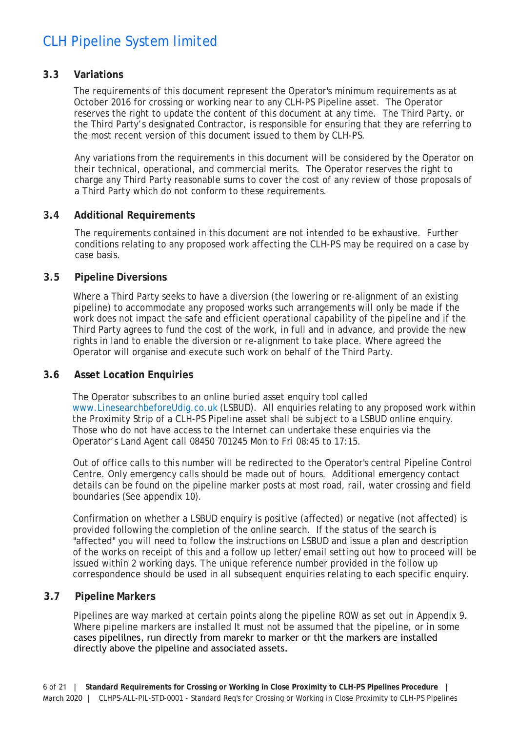### 3.3 Variations

The requirements of this document represent the Operator's minimum requirements as at October 2016 for crossing or working near to any CLH-PS Pipeline asset. The Operator reserves the right to update the content of this document at any time. The Third Party, or the Third Party's designated Contractor, is responsible for ensuring that they are referring to the most recent version of this document issued to them by CLH-PS.

Any variations from the requirements in this document will be considered by the Operator on their technical, operational, and commercial merits. The Operator reserves the right to charge any Third Party reasonable sums to cover the cost of any review of those proposals of a Third Party which do not conform to these requirements.

### 3.4 Additional Requirements

The requirements contained in this document are not intended to be exhaustive. Further conditions relating to any proposed work affecting the CLH-PS may be required on a case by case basis.

### 3.5 Pipeline Diversions

Where a Third Party seeks to have a diversion (the lowering or re-alignment of an existing pipeline) to accommodate any proposed works such arrangements will only be made if the work does not impact the safe and efficient operational capability of the pipeline and if the Third Party agrees to fund the cost of the work, in full and in advance, and provide the new rights in land to enable the diversion or re-alignment to take place. Where agreed the Operator will organise and execute such work on behalf of the Third Party.

### 3.6 Asset Location Enquiries

The Operator subscribes to an online buried asset enquiry tool called www.LinesearchbeforeUdig.co.uk (LSBUD). All enquiries relating to any proposed work within the Proximity Strip of a CLH-PS Pipeline asset shall be subject to a LSBUD online enquiry. Those who do not have access to the Internet can undertake these enquiries via the Operator's Land Agent call 08450 701245 Mon to Fri 08:45 to 17:15.

Out of office calls to this number will be redirected to the Operator's central Pipeline Control Centre. Only emergency calls should be made out of hours. Additional emergency contact details can be found on the pipeline marker posts at most road, rail, water crossing and field boundaries (See appendix 10).

Confirmation on whether a LSBUD enquiry is positive (affected) or negative (not affected) is provided following the completion of the online search. If the status of the search is "affected" you will need to follow the instructions on LSBUD and issue a plan and description of the works on receipt of this and a follow up letter/email setting out how to proceed will be issued within 2 working days. The unique reference number provided in the follow up correspondence should be used in all subsequent enquiries relating to each specific enquiry.

### 3.7 Pipeline Markers

Pipelines are way marked at certain points along the pipeline ROW as set out in Appendix 9. Where pipeline markers are installed It must not be assumed that the pipeline, or in some cases pipelilnes, run directly from marekr to marker or tht the markers are installed directly above the pipeline and associated assets.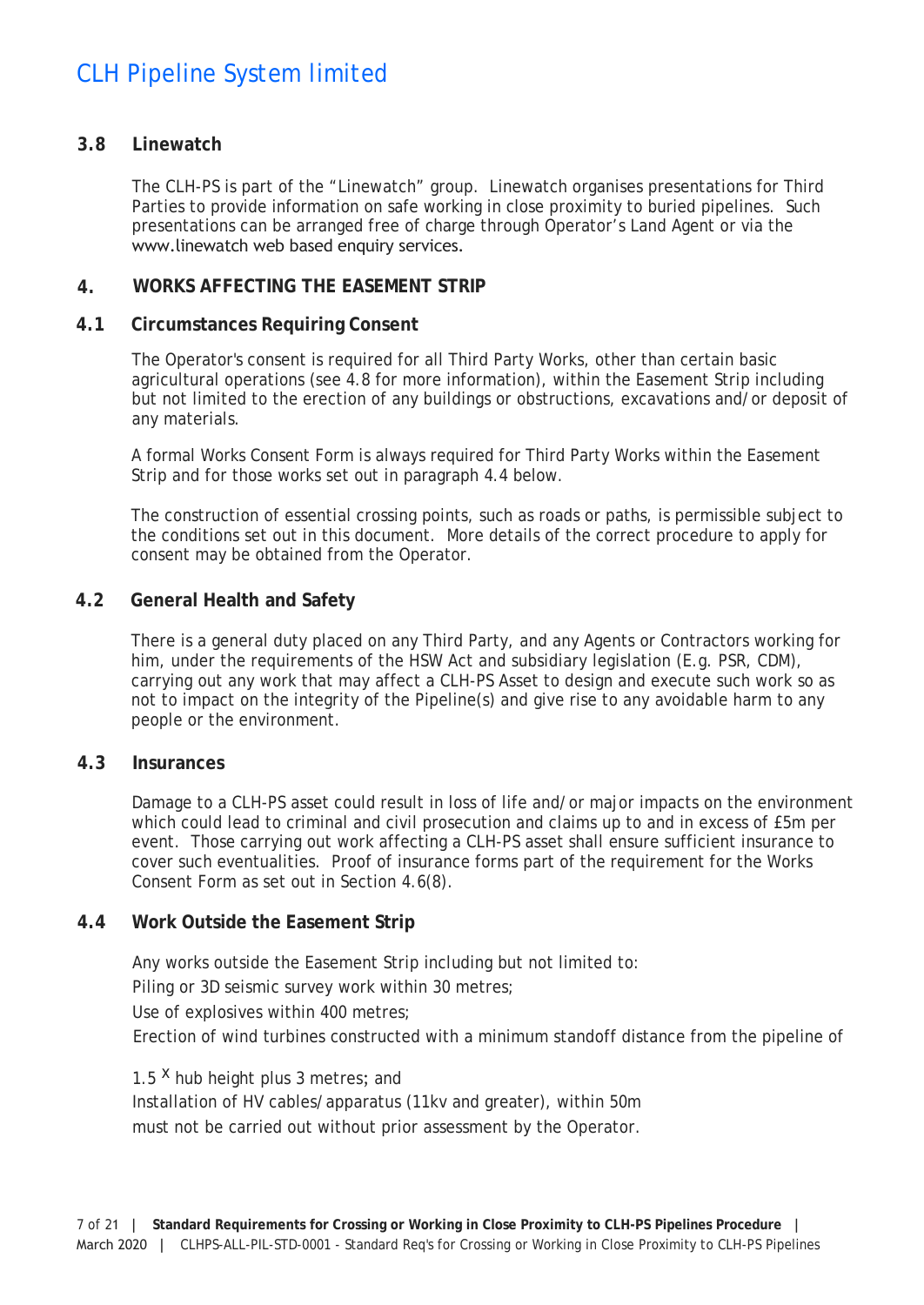### 3.8 Linewatch

The CLH-PS is part of the "Linewatch" group. Linewatch organises presentations for Third Parties to provide information on safe working in close proximity to buried pipelines. Such presentations can be arranged free of charge through Operator's Land Agent or via the www.linewatch web based enquiry services.

## 4. WORKS AFFECTING THE EASEMENT STRIP

### 4.1 Circumstances Requiring Consent

The Operator's consent is required for all Third Party Works, other than certain basic agricultural operations (see 4.8 for more information), within the Easement Strip including but not limited to the erection of any buildings or obstructions, excavations and/or deposit of any materials.

A formal Works Consent Form is always required for Third Party Works within the Easement Strip and for those works set out in paragraph 4.4 below.

The construction of essential crossing points, such as roads or paths, is permissible subject to the conditions set out in this document. More details of the correct procedure to apply for consent may be obtained from the Operator.

### 4.2 General Health and Safety

There is a general duty placed on any Third Party, and any Agents or Contractors working for him, under the requirements of the HSW Act and subsidiary legislation (E.g. PSR, CDM), carrying out any work that may affect a CLH-PS Asset to design and execute such work so as not to impact on the integrity of the Pipeline(s) and give rise to any avoidable harm to any people or the environment.

### 4.3 Insurances

Damage to a CLH-PS asset could result in loss of life and/or major impacts on the environment which could lead to criminal and civil prosecution and claims up to and in excess of £5m per event. Those carrying out work affecting a CLH-PS asset shall ensure sufficient insurance to cover such eventualities. Proof of insurance forms part of the requirement for the Works Consent Form as set out in Section 4.6(8).

### 4.4 Work Outside the Easement Strip

Any works outside the Easement Strip including but not limited to:

Piling or 3D seismic survey work within 30 metres;

Use of explosives within 400 metres;

Erection of wind turbines constructed with a minimum standoff distance from the pipeline of 1.5 x hub height plus 3 metres; and

Installation of HV cables/apparatus (11kv and greater), within 50m

must not be carried out without prior assessment by the Operator.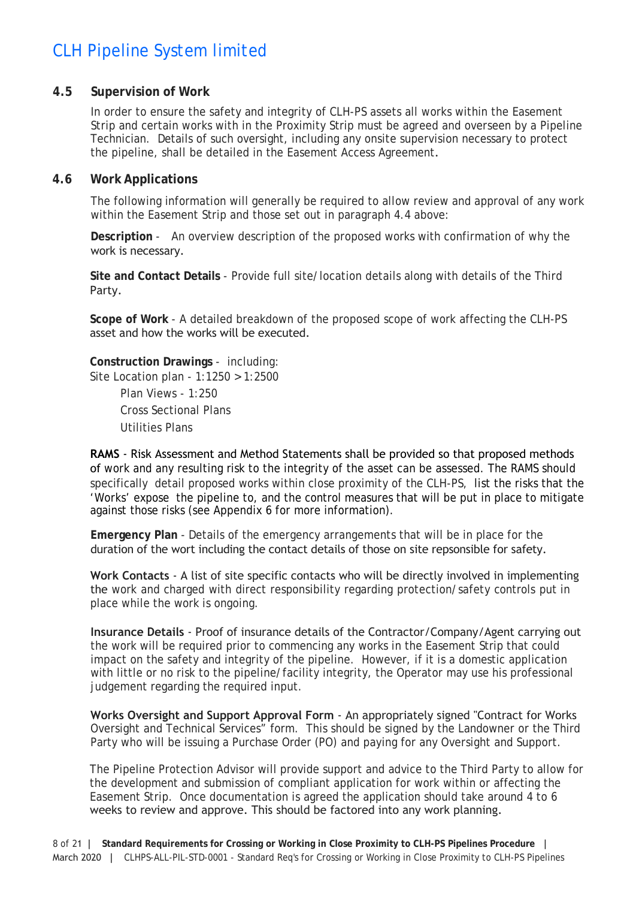### 4.5 Supervision of Work

In order to ensure the safety and integrity of CLH-PS assets all works within the Easement Strip and certain works with in the Proximity Strip must be agreed and overseen by a Pipeline Technician. Details of such oversight, including any onsite supervision necessary to protect the pipeline, shall be detailed in the Easement Access Agreement.

### 4.6 Work Applications

The following information will generally be required to allow review and approval of any work within the Easement Strip and those set out in paragraph 4.4 above:

**Description** - An overview description of the proposed works with confirmation of why the work is necessary.

**Site and Contact Details** - Provide full site/location details along with details of the Third Party.

**Scope of Work** - A detailed breakdown of the proposed scope of work affecting the CLH-PS asset and how the works will be executed.

**Construction Drawings** - including:
Site Location plan - 1:1250 >1:2500
Plan Views - 1:250
Cross Sectional Plans
Utilities Plans

**RAMS** - Risk Assessment and Method Statements shall be provided so that proposed methods of work and any resulting risk to the integrity of the asset can be assessed. The RAMS should specifically detail proposed works within close proximity of the CLH-PS, list the risks that the 'Works' expose the pipeline to, and the control measures that will be put in place to mitigate against those risks (see Appendix 6 for more information).

**Emergency Plan** - Details of the emergency arrangements that will be in place for the duration of the wort including the contact details of those on site repsonsible for safety.

**Work Contacts** - A list of site specific contacts who will be directly involved in implementing the work and charged with direct responsibility regarding protection/safety controls put in place while the work is ongoing.

**Insurance Details** - Proof of insurance details of the Contractor/Company/Agent carrying out the work will be required prior to commencing any works in the Easement Strip that could impact on the safety and integrity of the pipeline. However, if it is a domestic application with little or no risk to the pipeline/facility integrity, the Operator may use his professional judgement regarding the required input.

**Works Oversight and Support Approval Form** - An appropriately signed "Contract for Works Oversight and Technical Services" form. This should be signed by the Landowner or the Third Party who will be issuing a Purchase Order (PO) and paying for any Oversight and Support.

The Pipeline Protection Advisor will provide support and advice to the Third Party to allow for the development and submission of compliant application for work within or affecting the Easement Strip. Once documentation is agreed the application should take around 4 to 6 weeks to review and approve. This should be factored into any work planning.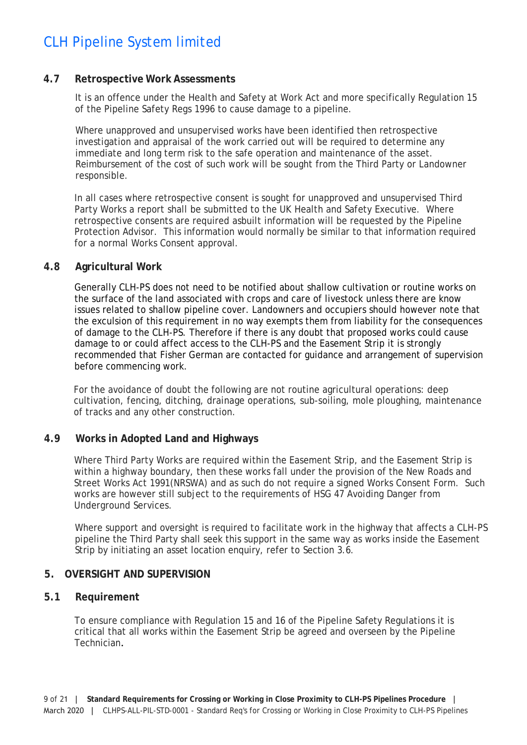### 4.7 Retrospective Work Assessments

It is an offence under the Health and Safety at Work Act and more specifically Regulation 15 of the Pipeline Safety Regs 1996 to cause damage to a pipeline.

Where unapproved and unsupervised works have been identified then retrospective investigation and appraisal of the work carried out will be required to determine any immediate and long term risk to the safe operation and maintenance of the asset. Reimbursement of the cost of such work will be sought from the Third Party or Landowner responsible.

In all cases where retrospective consent is sought for unapproved and unsupervised Third Party Works a report shall be submitted to the UK Health and Safety Executive. Where retrospective consents are required asbuilt information will be requested by the Pipeline Protection Advisor. This information would normally be similar to that information required for a normal Works Consent approval.

### 4.8 Agricultural Work

Generally CLH-PS does not need to be notified about shallow cultivation or routine works on the surface of the land associated with crops and care of livestock unless there are know issues related to shallow pipeline cover. Landowners and occupiers should however note that the exculsion of this requirement in no way exempts them from liability for the consequences of damage to the CLH-PS. Therefore if there is any doubt that proposed works could cause damage to or could affect access to the CLH-PS and the Easement Strip it is strongly recommended that Fisher German are contacted for guidance and arrangement of supervision before commencing work.

For the avoidance of doubt the following are not routine agricultural operations: deep cultivation, fencing, ditching, drainage operations, sub-soiling, mole ploughing, maintenance of tracks and any other construction.

### 4.9 Works in Adopted Land and Highways

Where Third Party Works are required within the Easement Strip, and the Easement Strip is within a highway boundary, then these works fall under the provision of the New Roads and Street Works Act 1991(NRSWA) and as such do not require a signed Works Consent Form. Such works are however still subject to the requirements of HSG 47 Avoiding Danger from Underground Services.

Where support and oversight is required to facilitate work in the highway that affects a CLH-PS pipeline the Third Party shall seek this support in the same way as works inside the Easement Strip by initiating an asset location enquiry, refer to Section 3.6.

## 5. OVERSIGHT AND SUPERVISION

### 5.1 Requirement

To ensure compliance with Regulation 15 and 16 of the Pipeline Safety Regulations it is critical that all works within the Easement Strip be agreed and overseen by the Pipeline Technician.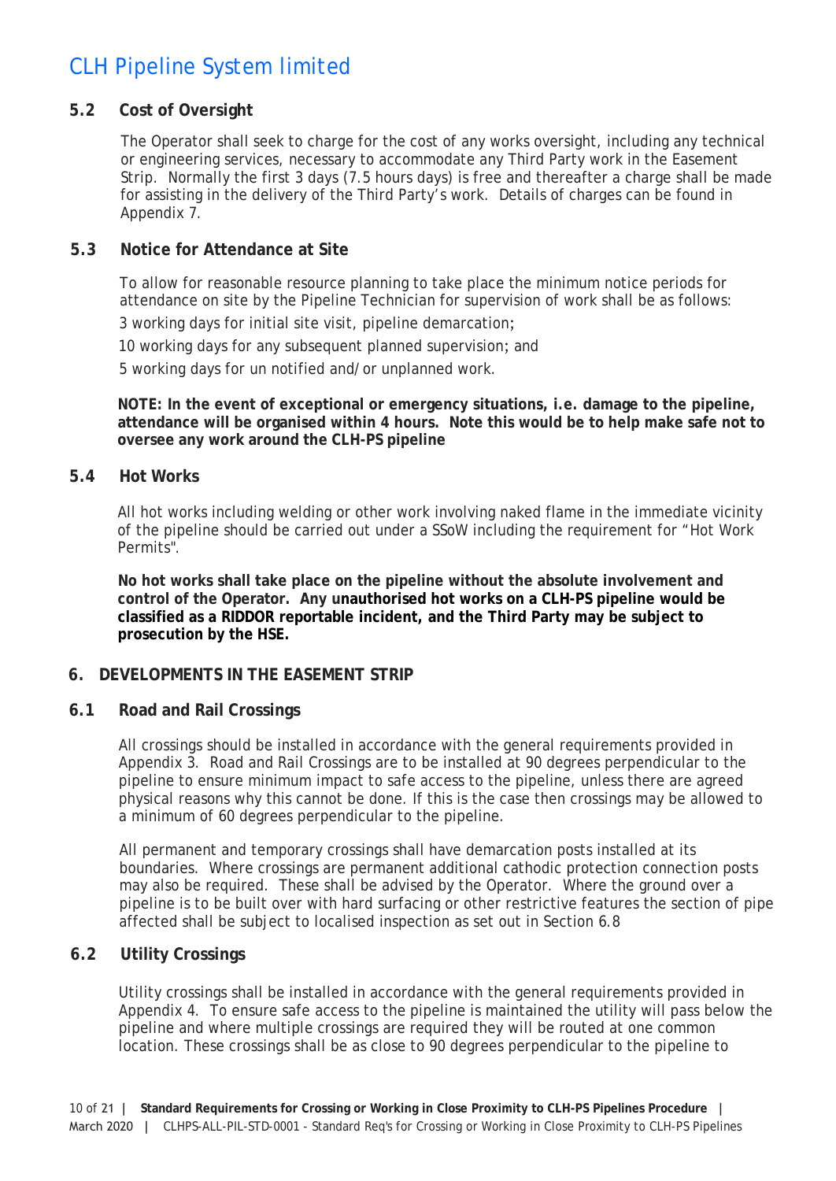### 5.2 Cost of Oversight

The Operator shall seek to charge for the cost of any works oversight, including any technical or engineering services, necessary to accommodate any Third Party work in the Easement Strip. Normally the first 3 days (7.5 hours days) is free and thereafter a charge shall be made for assisting in the delivery of the Third Party's work. Details of charges can be found in Appendix 7.

### 5.3 Notice for Attendance at Site

To allow for reasonable resource planning to take place the minimum notice periods for attendance on site by the Pipeline Technician for supervision of work shall be as follows:

3 working days for initial site visit, pipeline demarcation;

10 working days for any subsequent planned supervision; and

5 working days for un notified and/or unplanned work.

**NOTE: In the event of exceptional or emergency situations, i.e. damage to the pipeline, attendance will be organised within 4 hours. Note this would be to help make safe not to oversee any work around the CLH-PS pipeline**

### 5.4 Hot Works

All hot works including welding or other work involving naked flame in the immediate vicinity of the pipeline should be carried out under a SSoW including the requirement for "Hot Work Permits".

**No hot works shall take place on the pipeline without the absolute involvement and control of the Operator. Any unauthorised hot works on a CLH-PS pipeline would be classified as a RIDDOR reportable incident, and the Third Party may be subject to prosecution by the HSE.**

## 6. DEVELOPMENTS IN THE EASEMENT STRIP

### 6.1 Road and Rail Crossings

All crossings should be installed in accordance with the general requirements provided in Appendix 3. Road and Rail Crossings are to be installed at 90 degrees perpendicular to the pipeline to ensure minimum impact to safe access to the pipeline, unless there are agreed physical reasons why this cannot be done. If this is the case then crossings may be allowed to a minimum of 60 degrees perpendicular to the pipeline.

All permanent and temporary crossings shall have demarcation posts installed at its boundaries. Where crossings are permanent additional cathodic protection connection posts may also be required. These shall be advised by the Operator. Where the ground over a pipeline is to be built over with hard surfacing or other restrictive features the section of pipe affected shall be subject to localised inspection as set out in Section 6.8

### 6.2 Utility Crossings

Utility crossings shall be installed in accordance with the general requirements provided in Appendix 4. To ensure safe access to the pipeline is maintained the utility will pass below the pipeline and where multiple crossings are required they will be routed at one common location. These crossings shall be as close to 90 degrees perpendicular to the pipeline to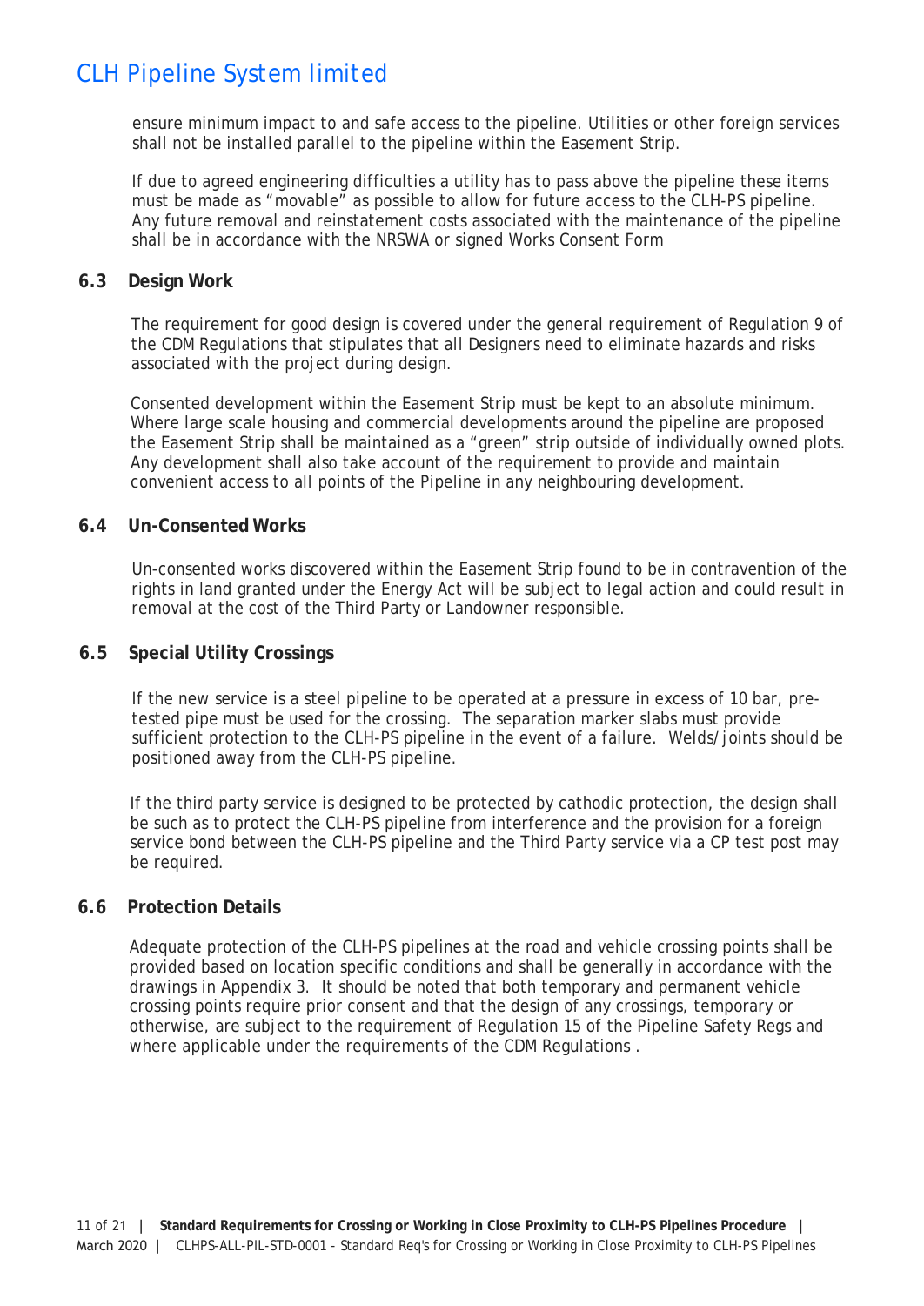ensure minimum impact to and safe access to the pipeline. Utilities or other foreign services shall not be installed parallel to the pipeline within the Easement Strip.

If due to agreed engineering difficulties a utility has to pass above the pipeline these items must be made as "movable" as possible to allow for future access to the CLH-PS pipeline. Any future removal and reinstatement costs associated with the maintenance of the pipeline shall be in accordance with the NRSWA or signed Works Consent Form

### 6.3 Design Work

The requirement for good design is covered under the general requirement of Regulation 9 of the CDM Regulations that stipulates that all Designers need to eliminate hazards and risks associated with the project during design.

Consented development within the Easement Strip must be kept to an absolute minimum. Where large scale housing and commercial developments around the pipeline are proposed the Easement Strip shall be maintained as a "green" strip outside of individually owned plots. Any development shall also take account of the requirement to provide and maintain convenient access to all points of the Pipeline in any neighbouring development.

### 6.4 Un-Consented Works

Un-consented works discovered within the Easement Strip found to be in contravention of the rights in land granted under the Energy Act will be subject to legal action and could result in removal at the cost of the Third Party or Landowner responsible.

### 6.5 Special Utility Crossings

If the new service is a steel pipeline to be operated at a pressure in excess of 10 bar, pre-tested pipe must be used for the crossing. The separation marker slabs must provide sufficient protection to the CLH-PS pipeline in the event of a failure. Welds/joints should be positioned away from the CLH-PS pipeline.

If the third party service is designed to be protected by cathodic protection, the design shall be such as to protect the CLH-PS pipeline from interference and the provision for a foreign service bond between the CLH-PS pipeline and the Third Party service via a CP test post may be required.

### 6.6 Protection Details

Adequate protection of the CLH-PS pipelines at the road and vehicle crossing points shall be provided based on location specific conditions and shall be generally in accordance with the drawings in Appendix 3. It should be noted that both temporary and permanent vehicle crossing points require prior consent and that the design of any crossings, temporary or otherwise, are subject to the requirement of Regulation 15 of the Pipeline Safety Regs and where applicable under the requirements of the CDM Regulations .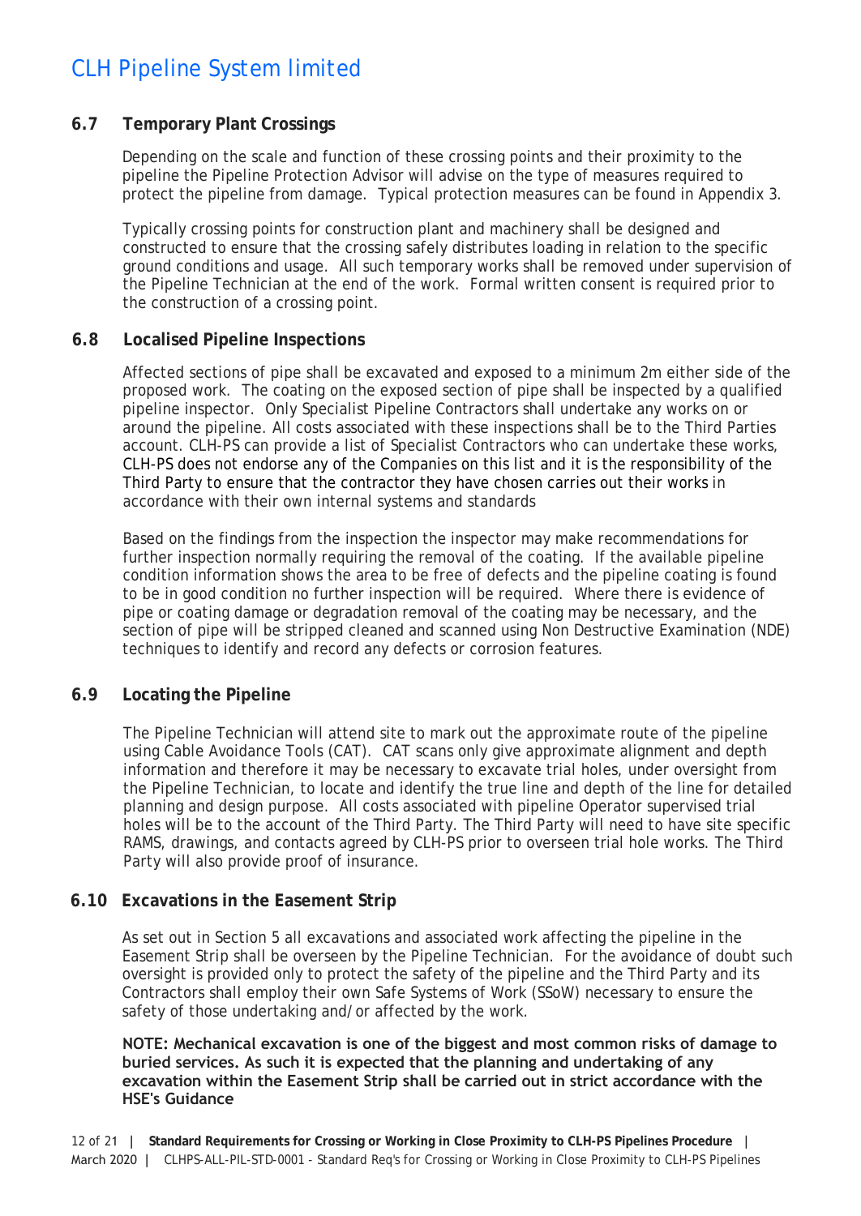### 6.7 Temporary Plant Crossings

Depending on the scale and function of these crossing points and their proximity to the pipeline the Pipeline Protection Advisor will advise on the type of measures required to protect the pipeline from damage. Typical protection measures can be found in Appendix 3.

Typically crossing points for construction plant and machinery shall be designed and constructed to ensure that the crossing safely distributes loading in relation to the specific ground conditions and usage. All such temporary works shall be removed under supervision of the Pipeline Technician at the end of the work. Formal written consent is required prior to the construction of a crossing point.

### 6.8 Localised Pipeline Inspections

Affected sections of pipe shall be excavated and exposed to a minimum 2m either side of the proposed work. The coating on the exposed section of pipe shall be inspected by a qualified pipeline inspector. Only Specialist Pipeline Contractors shall undertake any works on or around the pipeline. All costs associated with these inspections shall be to the Third Parties account. CLH-PS can provide a list of Specialist Contractors who can undertake these works, CLH-PS does not endorse any of the Companies on this list and it is the responsibility of the Third Party to ensure that the contractor they have chosen carries out their works in accordance with their own internal systems and standards

Based on the findings from the inspection the inspector may make recommendations for further inspection normally requiring the removal of the coating. If the available pipeline condition information shows the area to be free of defects and the pipeline coating is found to be in good condition no further inspection will be required. Where there is evidence of pipe or coating damage or degradation removal of the coating may be necessary, and the section of pipe will be stripped cleaned and scanned using Non Destructive Examination (NDE) techniques to identify and record any defects or corrosion features.

### 6.9 Locating the Pipeline

The Pipeline Technician will attend site to mark out the approximate route of the pipeline using Cable Avoidance Tools (CAT). CAT scans only give approximate alignment and depth information and therefore it may be necessary to excavate trial holes, under oversight from the Pipeline Technician, to locate and identify the true line and depth of the line for detailed planning and design purpose. All costs associated with pipeline Operator supervised trial holes will be to the account of the Third Party. The Third Party will need to have site specific RAMS, drawings, and contacts agreed by CLH-PS prior to overseen trial hole works. The Third Party will also provide proof of insurance.

### 6.10 Excavations in the Easement Strip

As set out in Section 5 all excavations and associated work affecting the pipeline in the Easement Strip shall be overseen by the Pipeline Technician. For the avoidance of doubt such oversight is provided only to protect the safety of the pipeline and the Third Party and its Contractors shall employ their own Safe Systems of Work (SSoW) necessary to ensure the safety of those undertaking and/or affected by the work.

**NOTE: Mechanical excavation is one of the biggest and most common risks of damage to buried services. As such it is expected that the planning and undertaking of any excavation within the Easement Strip shall be carried out in strict accordance with the HSE's Guidance**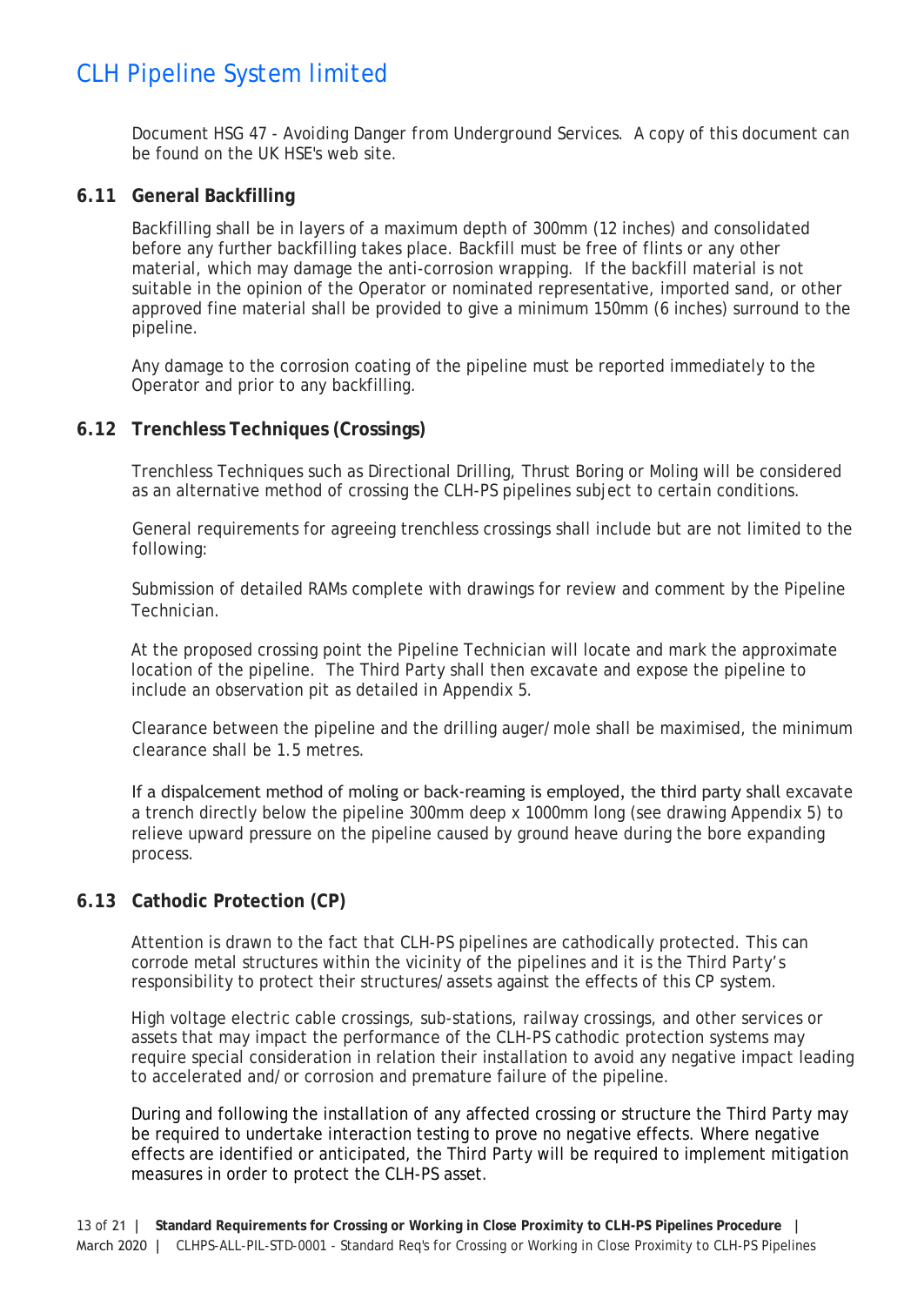Document HSG 47 - Avoiding Danger from Underground Services. A copy of this document can be found on the UK HSE's web site.

## 6.11 General Backfilling

Backfilling shall be in layers of a maximum depth of 300mm (12 inches) and consolidated before any further backfilling takes place. Backfill must be free of flints or any other material, which may damage the anti-corrosion wrapping. If the backfill material is not suitable in the opinion of the Operator or nominated representative, imported sand, or other approved fine material shall be provided to give a minimum 150mm (6 inches) surround to the pipeline.

Any damage to the corrosion coating of the pipeline must be reported immediately to the Operator and prior to any backfilling.

## 6.12 Trenchless Techniques (Crossings)

Trenchless Techniques such as Directional Drilling, Thrust Boring or Moling will be considered as an alternative method of crossing the CLH-PS pipelines subject to certain conditions.

General requirements for agreeing trenchless crossings shall include but are not limited to the following:

Submission of detailed RAMs complete with drawings for review and comment by the Pipeline Technician.

At the proposed crossing point the Pipeline Technician will locate and mark the approximate location of the pipeline. The Third Party shall then excavate and expose the pipeline to include an observation pit as detailed in Appendix 5.

Clearance between the pipeline and the drilling auger/mole shall be maximised, the minimum clearance shall be 1.5 metres.

If a dispalcement method of moling or back-reaming is employed, the third party shall excavate a trench directly below the pipeline 300mm deep x 1000mm long (see drawing Appendix 5) to relieve upward pressure on the pipeline caused by ground heave during the bore expanding process.

## 6.13 Cathodic Protection (CP)

Attention is drawn to the fact that CLH-PS pipelines are cathodically protected. This can corrode metal structures within the vicinity of the pipelines and it is the Third Party's responsibility to protect their structures/assets against the effects of this CP system.

High voltage electric cable crossings, sub-stations, railway crossings, and other services or assets that may impact the performance of the CLH-PS cathodic protection systems may require special consideration in relation their installation to avoid any negative impact leading to accelerated and/or corrosion and premature failure of the pipeline.

During and following the installation of any affected crossing or structure the Third Party may be required to undertake interaction testing to prove no negative effects. Where negative effects are identified or anticipated, the Third Party will be required to implement mitigation measures in order to protect the CLH-PS asset.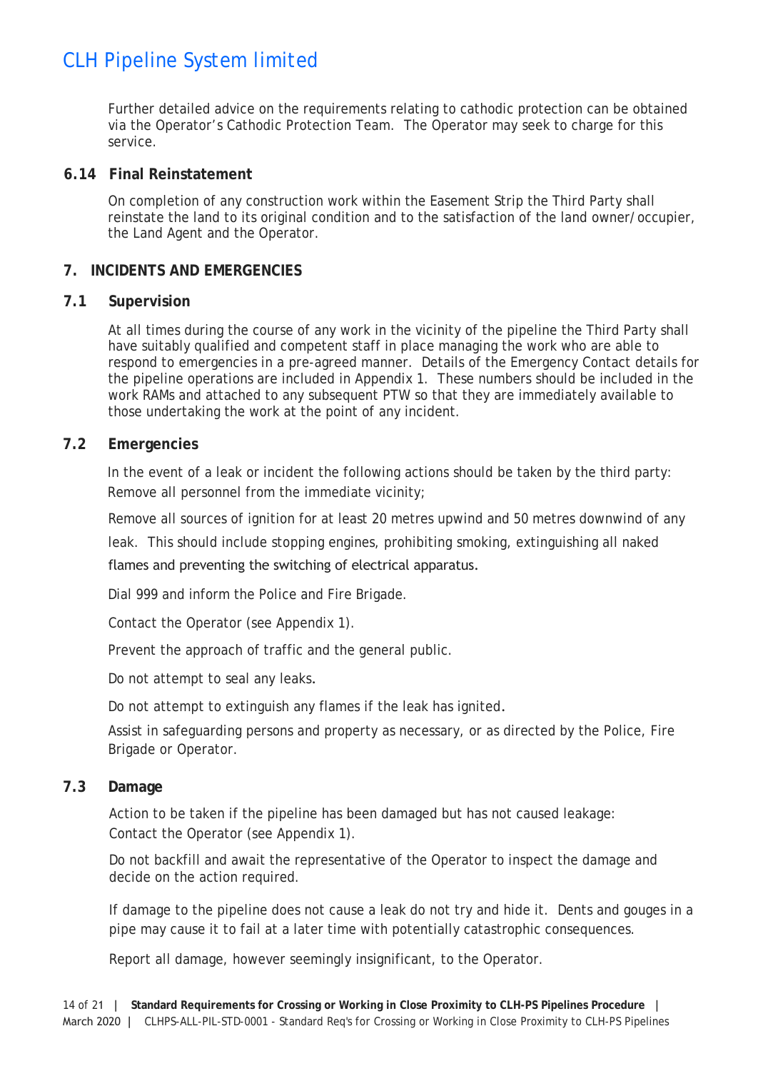Further detailed advice on the requirements relating to cathodic protection can be obtained via the Operator's Cathodic Protection Team. The Operator may seek to charge for this service.

### 6.14 Final Reinstatement

On completion of any construction work within the Easement Strip the Third Party shall reinstate the land to its original condition and to the satisfaction of the land owner/occupier, the Land Agent and the Operator.

## 7. INCIDENTS AND EMERGENCIES

### 7.1 Supervision

At all times during the course of any work in the vicinity of the pipeline the Third Party shall have suitably qualified and competent staff in place managing the work who are able to respond to emergencies in a pre-agreed manner. Details of the Emergency Contact details for the pipeline operations are included in Appendix 1. These numbers should be included in the work RAMs and attached to any subsequent PTW so that they are immediately available to those undertaking the work at the point of any incident.

### 7.2 Emergencies

In the event of a leak or incident the following actions should be taken by the third party:

Remove all personnel from the immediate vicinity;

Remove all sources of ignition for at least 20 metres upwind and 50 metres downwind of any leak. This should include stopping engines, prohibiting smoking, extinguishing all naked flames and preventing the switching of electrical apparatus.

Dial 999 and inform the Police and Fire Brigade.

Contact the Operator (see Appendix 1).

Prevent the approach of traffic and the general public.

Do not attempt to seal any leaks.

Do not attempt to extinguish any flames if the leak has ignited.

Assist in safeguarding persons and property as necessary, or as directed by the Police, Fire Brigade or Operator.

### 7.3 Damage

Action to be taken if the pipeline has been damaged but has not caused leakage:

Contact the Operator (see Appendix 1).

Do not backfill and await the representative of the Operator to inspect the damage and decide on the action required.

If damage to the pipeline does not cause a leak do not try and hide it. Dents and gouges in a pipe may cause it to fail at a later time with potentially catastrophic consequences.

Report all damage, however seemingly insignificant, to the Operator.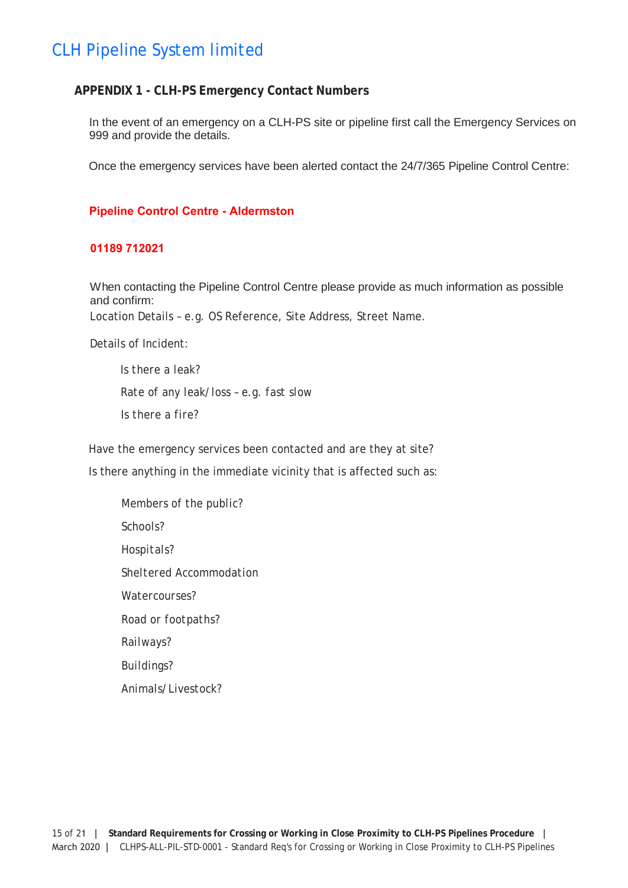# CLH Pipeline System limited

## APPENDIX 1 - CLH-PS Emergency Contact Numbers

In the event of an emergency on a CLH-PS site or pipeline first call the Emergency Services on 999 and provide the details.

Once the emergency services have been alerted contact the 24/7/365 Pipeline Control Centre:

**Pipeline Control Centre - Aldermston**

**01189 712021**

When contacting the Pipeline Control Centre please provide as much information as possible and confirm:

Location Details – e.g. OS Reference, Site Address, Street Name.

Details of Incident:

- Is there a leak?
- Rate of any leak/loss – e.g. fast slow
- Is there a fire?

Have the emergency services been contacted and are they at site?

Is there anything in the immediate vicinity that is affected such as:

- Members of the public?
- Schools?
- Hospitals?
- Sheltered Accommodation
- Watercourses?
- Road or footpaths?
- Railways?
- Buildings?
- Animals/Livestock?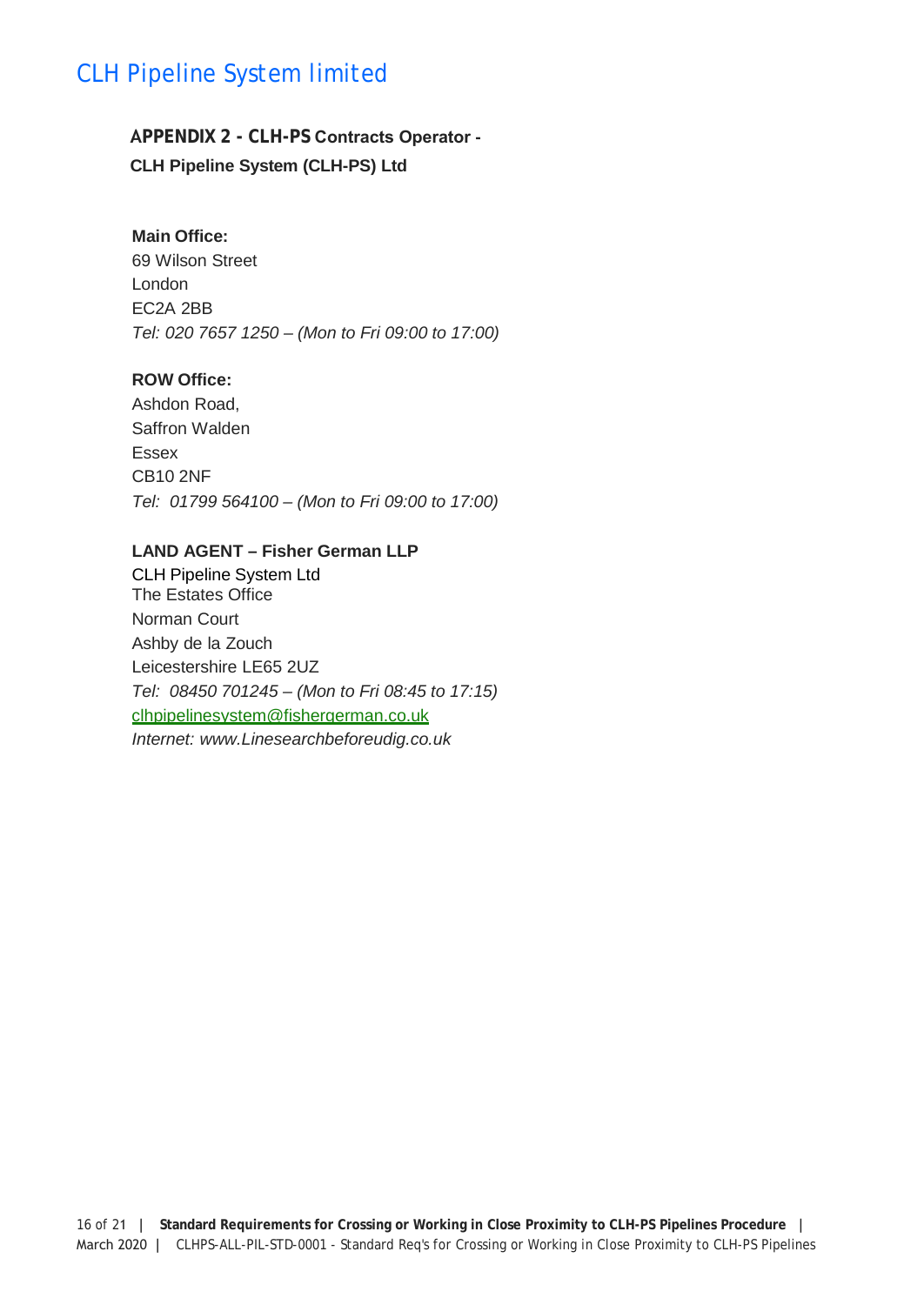## APPENDIX 2 - CLH-PS Contracts Operator - CLH Pipeline System (CLH-PS) Ltd

**Main Office:**
69 Wilson Street
London
EC2A 2BB
*Tel: 020 7657 1250 – (Mon to Fri 09:00 to 17:00)*

**ROW Office:**
Ashdon Road,
Saffron Walden
Essex
CB10 2NF
*Tel: 01799 564100 – (Mon to Fri 09:00 to 17:00)*

**LAND AGENT – Fisher German LLP**
CLH Pipeline System Ltd
The Estates Office
Norman Court
Ashby de la Zouch
Leicestershire LE65 2UZ
*Tel: 08450 701245 – (Mon to Fri 08:45 to 17:15)*
clhpipelinesystem@fishergerman.co.uk
*Internet: www.Linesearchbeforeudig.co.uk*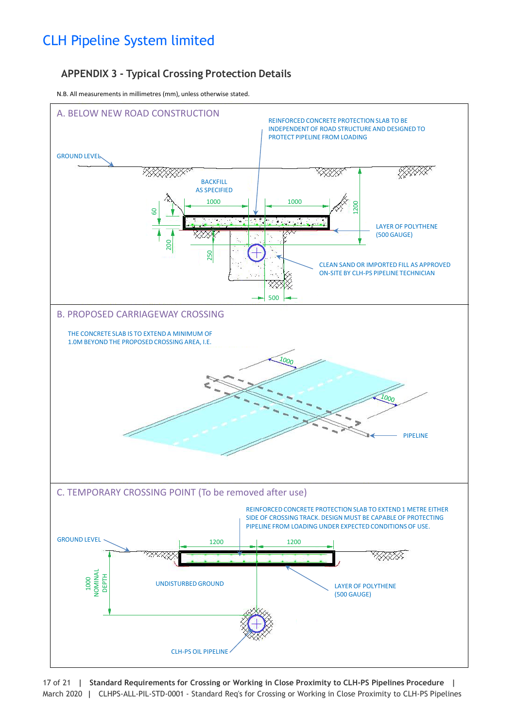## APPENDIX 3 - Typical Crossing Protection Details

N.B. All measurements in millimetres (mm), unless otherwise stated.

### A. BELOW NEW ROAD CONSTRUCTION

REINFORCED CONCRETE PROTECTION SLAB TO BE INDEPENDENT OF ROAD STRUCTURE AND DESIGNED TO PROTECT PIPELINE FROM LOADING

GROUND LEVEL

BACKFILL AS SPECIFIED

1000 1000

60

1200

LAYER OF POLYTHENE (500 GAUGE)

200

250

CLEAN SAND OR IMPORTED FILL AS APPROVED ON-SITE BY CLH-PS PIPELINE TECHNICIAN

500

### B. PROPOSED CARRIAGEWAY CROSSING

THE CONCRETE SLAB IS TO EXTEND A MINIMUM OF 1.0M BEYOND THE PROPOSED CROSSING AREA, I.E.

1000

1000

PIPELINE

### C. TEMPORARY CROSSING POINT (To be removed after use)

REINFORCED CONCRETE PROTECTION SLAB TO EXTEND 1 METRE EITHER SIDE OF CROSSING TRACK. DESIGN MUST BE CAPABLE OF PROTECTING PIPELINE FROM LOADING UNDER EXPECTED CONDITIONS OF USE.

GROUND LEVEL

1200 1200

1000 NOMINAL DEPTH

UNDISTURBED GROUND

LAYER OF POLYTHENE (500 GAUGE)

CLH-PS OIL PIPELINE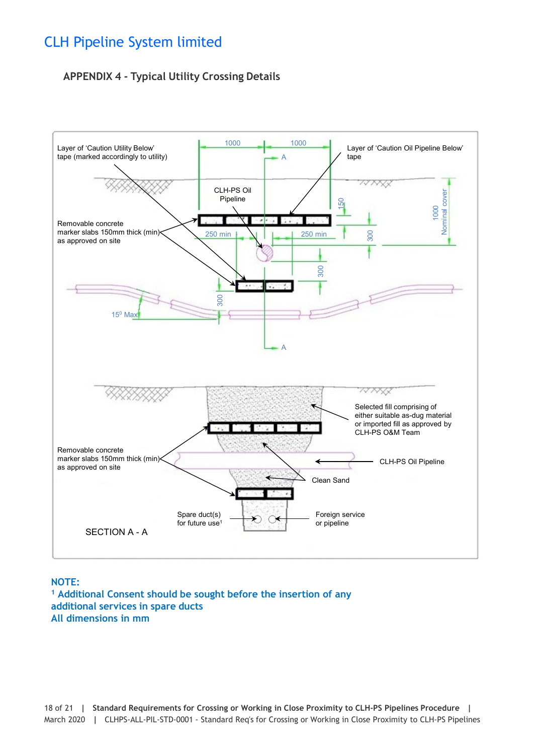# CLH Pipeline System limited

## APPENDIX 4 - Typical Utility Crossing Details

Layer of 'Caution Utility Below' tape (marked accordingly to utility)

Layer of 'Caution Oil Pipeline Below' tape

CLH-PS Oil Pipeline

Removable concrete marker slabs 150mm thick (min) as approved on site

1000 1000 A 150 300 250 min 250 min 300 300 1000 Nominal cover

$15^0$ Max

A

Selected fill comprising of either suitable as-dug material or imported fill as approved by CLH-PS O&M Team

Removable concrete marker slabs 150mm thick (min) as approved on site

CLH-PS Oil Pipeline

Clean Sand

Spare duct(s) for future use[1]

Foreign service or pipeline

SECTION A - A

**NOTE:**

**[1] Additional Consent should be sought before the insertion of any additional services in spare ducts**

**All dimensions in mm**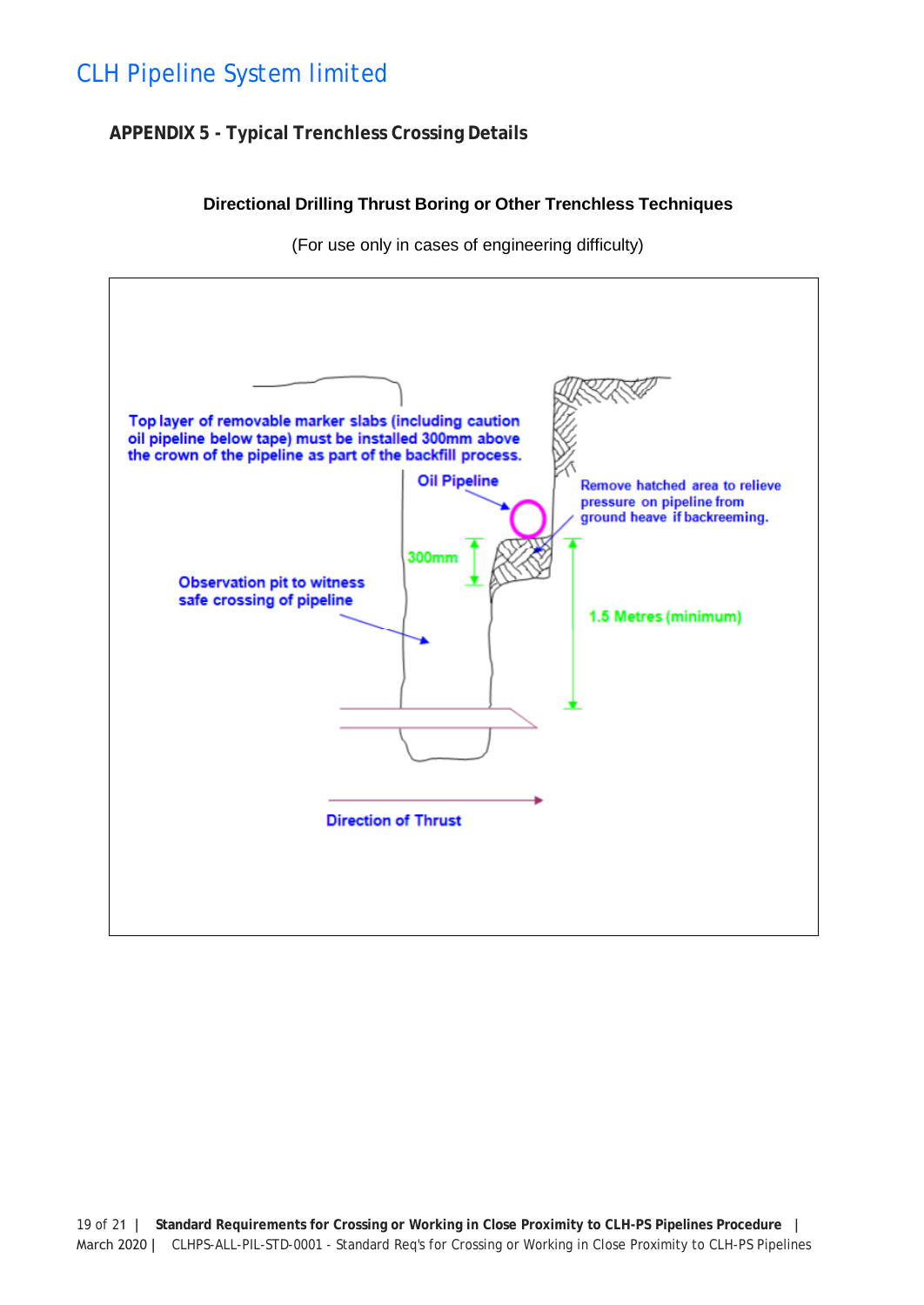## APPENDIX 5 - Typical Trenchless Crossing Details

**Directional Drilling Thrust Boring or Other Trenchless Techniques**

(For use only in cases of engineering difficulty)

Top layer of removable marker slabs (including caution oil pipeline below tape) must be installed 300mm above the crown of the pipeline as part of the backfill process.

Oil Pipeline

Remove hatched area to relieve pressure on pipeline from ground heave if backreeming.

300mm

Observation pit to witness safe crossing of pipeline

1.5 Metres (minimum)

Direction of Thrust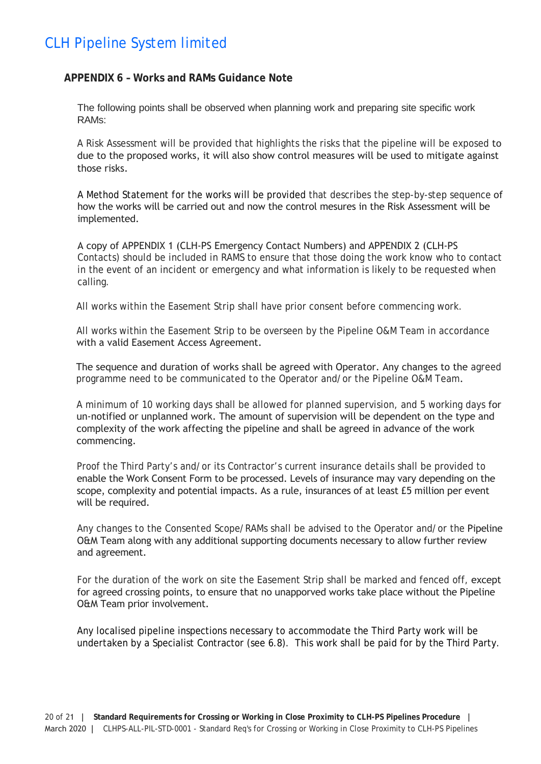## APPENDIX 6 – Works and RAMs Guidance Note

The following points shall be observed when planning work and preparing site specific work RAMs:

A Risk Assessment will be provided that highlights the risks that the pipeline will be exposed to due to the proposed works, it will also show control measures will be used to mitigate against those risks.

A Method Statement for the works will be provided that describes the step-by-step sequence of how the works will be carried out and now the control mesures in the Risk Assessment will be implemented.

A copy of APPENDIX 1 (CLH-PS Emergency Contact Numbers) and APPENDIX 2 (CLH-PS Contacts) should be included in RAMS to ensure that those doing the work know who to contact in the event of an incident or emergency and what information is likely to be requested when calling.

All works within the Easement Strip shall have prior consent before commencing work.

All works within the Easement Strip to be overseen by the Pipeline O&M Team in accordance with a valid Easement Access Agreement.

The sequence and duration of works shall be agreed with Operator. Any changes to the agreed programme need to be communicated to the Operator and/or the Pipeline O&M Team.

A minimum of 10 working days shall be allowed for planned supervision, and 5 working days for un-notified or unplanned work. The amount of supervision will be dependent on the type and complexity of the work affecting the pipeline and shall be agreed in advance of the work commencing.

Proof the Third Party's and/or its Contractor's current insurance details shall be provided to enable the Work Consent Form to be processed. Levels of insurance may vary depending on the scope, complexity and potential impacts. As a rule, insurances of at least £5 million per event will be required.

Any changes to the Consented Scope/RAMs shall be advised to the Operator and/or the Pipeline O&M Team along with any additional supporting documents necessary to allow further review and agreement.

For the duration of the work on site the Easement Strip shall be marked and fenced off, except for agreed crossing points, to ensure that no unapporved works take place without the Pipeline O&M Team prior involvement.

Any localised pipeline inspections necessary to accommodate the Third Party work will be undertaken by a Specialist Contractor (see 6.8). This work shall be paid for by the Third Party.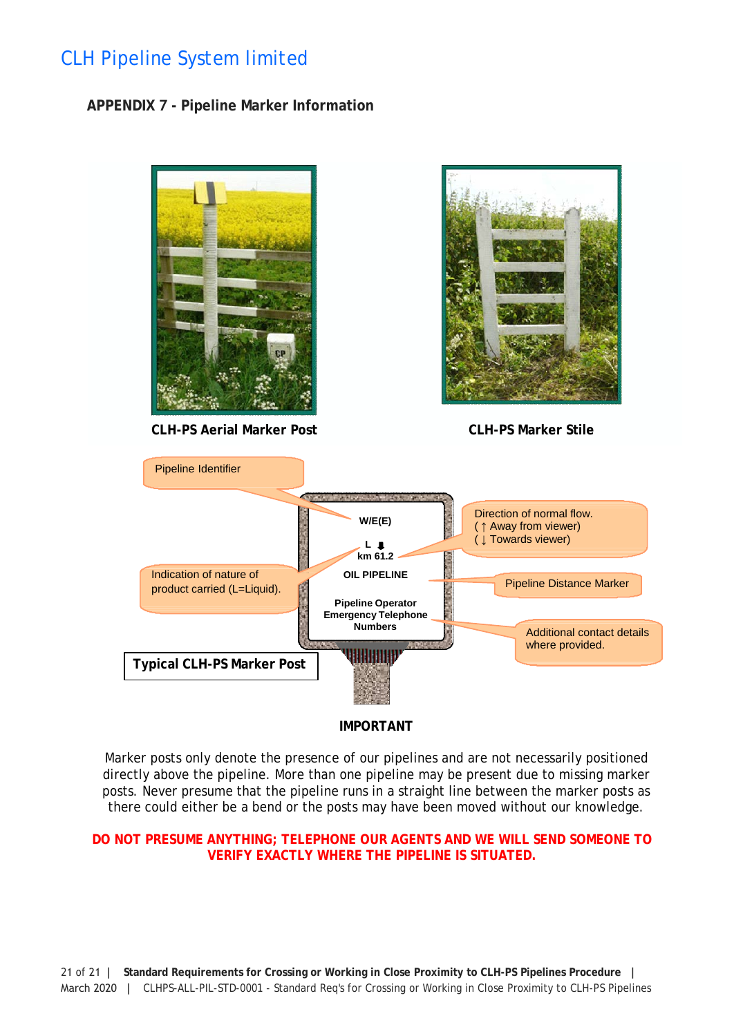# CLH Pipeline System limited

## APPENDIX 7 - Pipeline Marker Information

**CLH-PS Aerial Marker Post**

**CLH-PS Marker Stile**

Pipeline Identifier

W/E(E)

L
km 61.2

OIL PIPELINE

Pipeline Operator Emergency Telephone Numbers

Direction of normal flow.
( ↑ Away from viewer)
( ↓ Towards viewer)

Indication of nature of product carried (L=Liquid).

Pipeline Distance Marker

Additional contact details where provided.

**Typical CLH-PS Marker Post**

**IMPORTANT**

Marker posts only denote the presence of our pipelines and are not necessarily positioned directly above the pipeline. More than one pipeline may be present due to missing marker posts. Never presume that the pipeline runs in a straight line between the marker posts as there could either be a bend or the posts may have been moved without our knowledge.

**DO NOT PRESUME ANYTHING; TELEPHONE OUR AGENTS AND WE WILL SEND SOMEONE TO VERIFY EXACTLY WHERE THE PIPELINE IS SITUATED.**